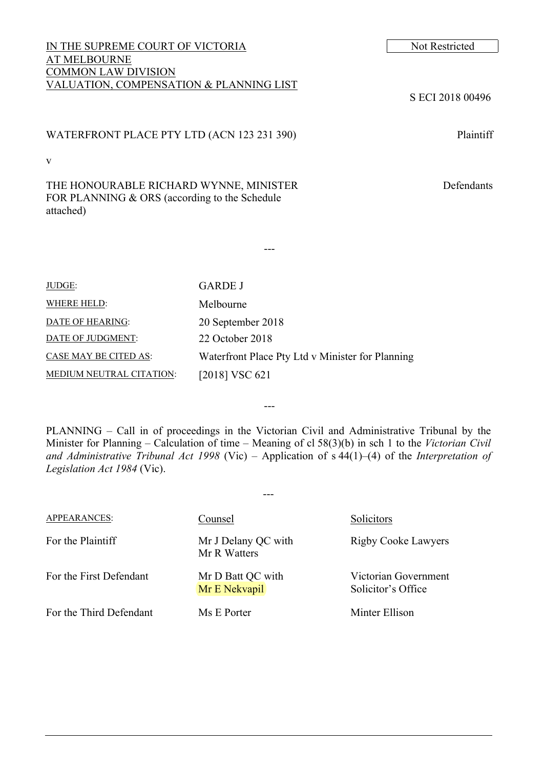IN THE SUPREME COURT OF VICTORIA
AT MELBOURNE
COMMON LAW DIVISION
VALUATION, COMPENSATION & PLANNING LIST

Not Restricted

S ECI 2018 00496

WATERFRONT PLACE PTY LTD (ACN 123 231 390) — Plaintiff

v

THE HONOURABLE RICHARD WYNNE, MINISTER FOR PLANNING & ORS (according to the Schedule attached) — Defendants

---

| | |
|---|---|
| JUDGE: | GARDE J |
| WHERE HELD: | Melbourne |
| DATE OF HEARING: | 20 September 2018 |
| DATE OF JUDGMENT: | 22 October 2018 |
| CASE MAY BE CITED AS: | Waterfront Place Pty Ltd v Minister for Planning |
| MEDIUM NEUTRAL CITATION: | [2018] VSC 621 |

---

PLANNING – Call in of proceedings in the Victorian Civil and Administrative Tribunal by the Minister for Planning – Calculation of time – Meaning of cl 58(3)(b) in sch 1 to the *Victorian Civil and Administrative Tribunal Act 1998* (Vic) – Application of s 44(1)–(4) of the *Interpretation of Legislation Act 1984* (Vic).

---

| APPEARANCES: | Counsel | Solicitors |
|---|---|---|
| For the Plaintiff | Mr J Delany QC with Mr R Watters | Rigby Cooke Lawyers |
| For the First Defendant | Mr D Batt QC with Mr E Nekvapil | Victorian Government Solicitor's Office |
| For the Third Defendant | Ms E Porter | Minter Ellison |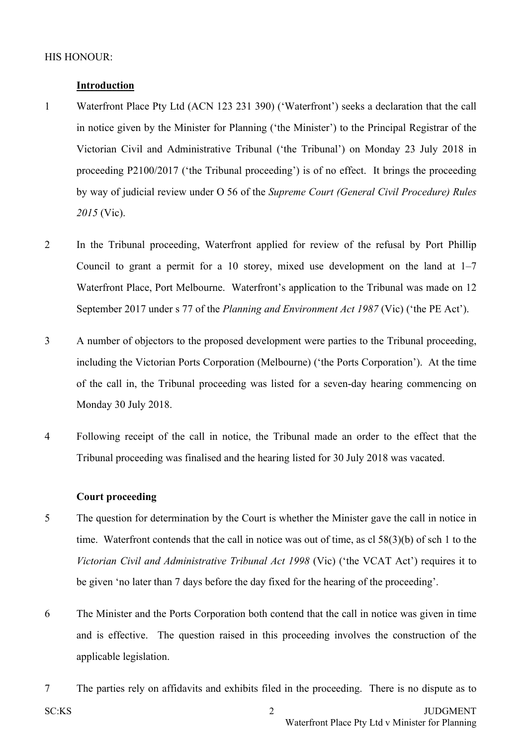HIS HONOUR:

## Introduction

1 Waterfront Place Pty Ltd (ACN 123 231 390) ('Waterfront') seeks a declaration that the call in notice given by the Minister for Planning ('the Minister') to the Principal Registrar of the Victorian Civil and Administrative Tribunal ('the Tribunal') on Monday 23 July 2018 in proceeding P2100/2017 ('the Tribunal proceeding') is of no effect. It brings the proceeding by way of judicial review under O 56 of the *Supreme Court (General Civil Procedure) Rules 2015* (Vic).

2 In the Tribunal proceeding, Waterfront applied for review of the refusal by Port Phillip Council to grant a permit for a 10 storey, mixed use development on the land at 1–7 Waterfront Place, Port Melbourne. Waterfront's application to the Tribunal was made on 12 September 2017 under s 77 of the *Planning and Environment Act 1987* (Vic) ('the PE Act').

3 A number of objectors to the proposed development were parties to the Tribunal proceeding, including the Victorian Ports Corporation (Melbourne) ('the Ports Corporation'). At the time of the call in, the Tribunal proceeding was listed for a seven-day hearing commencing on Monday 30 July 2018.

4 Following receipt of the call in notice, the Tribunal made an order to the effect that the Tribunal proceeding was finalised and the hearing listed for 30 July 2018 was vacated.

## Court proceeding

5 The question for determination by the Court is whether the Minister gave the call in notice in time. Waterfront contends that the call in notice was out of time, as cl 58(3)(b) of sch 1 to the *Victorian Civil and Administrative Tribunal Act 1998* (Vic) ('the VCAT Act') requires it to be given 'no later than 7 days before the day fixed for the hearing of the proceeding'.

6 The Minister and the Ports Corporation both contend that the call in notice was given in time and is effective. The question raised in this proceeding involves the construction of the applicable legislation.

7 The parties rely on affidavits and exhibits filed in the proceeding. There is no dispute as to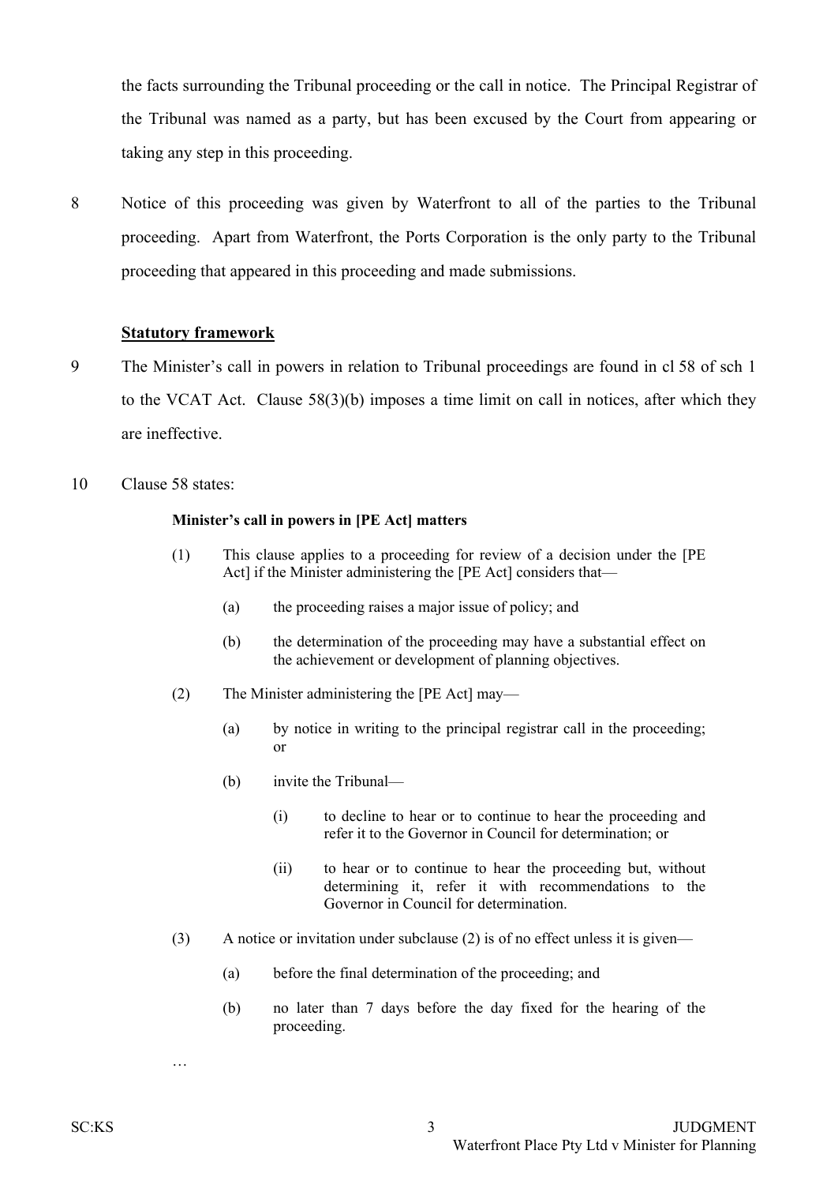the facts surrounding the Tribunal proceeding or the call in notice. The Principal Registrar of the Tribunal was named as a party, but has been excused by the Court from appearing or taking any step in this proceeding.

8 Notice of this proceeding was given by Waterfront to all of the parties to the Tribunal proceeding. Apart from Waterfront, the Ports Corporation is the only party to the Tribunal proceeding that appeared in this proceeding and made submissions.

## Statutory framework

9 The Minister's call in powers in relation to Tribunal proceedings are found in cl 58 of sch 1 to the VCAT Act. Clause 58(3)(b) imposes a time limit on call in notices, after which they are ineffective.

10 Clause 58 states:

> **Minister's call in powers in [PE Act] matters**
>
> (1) This clause applies to a proceeding for review of a decision under the [PE Act] if the Minister administering the [PE Act] considers that—
>
> (a) the proceeding raises a major issue of policy; and
>
> (b) the determination of the proceeding may have a substantial effect on the achievement or development of planning objectives.
>
> (2) The Minister administering the [PE Act] may—
>
> (a) by notice in writing to the principal registrar call in the proceeding; or
>
> (b) invite the Tribunal—
>
> (i) to decline to hear or to continue to hear the proceeding and refer it to the Governor in Council for determination; or
>
> (ii) to hear or to continue to hear the proceeding but, without determining it, refer it with recommendations to the Governor in Council for determination.
>
> (3) A notice or invitation under subclause (2) is of no effect unless it is given—
>
> (a) before the final determination of the proceeding; and
>
> (b) no later than 7 days before the day fixed for the hearing of the proceeding.
>
> …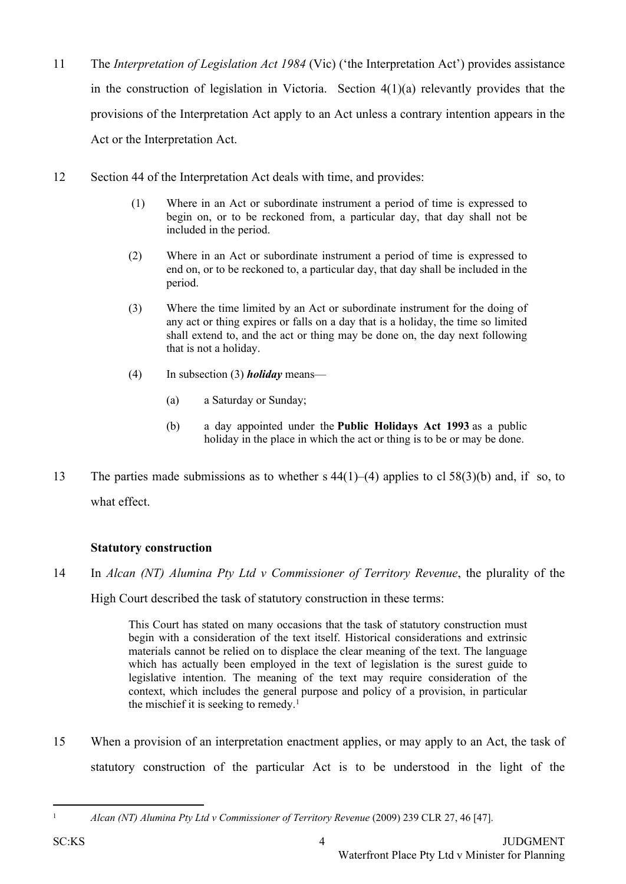11 The *Interpretation of Legislation Act 1984* (Vic) ('the Interpretation Act') provides assistance in the construction of legislation in Victoria. Section 4(1)(a) relevantly provides that the provisions of the Interpretation Act apply to an Act unless a contrary intention appears in the Act or the Interpretation Act.

12 Section 44 of the Interpretation Act deals with time, and provides:

> (1) Where in an Act or subordinate instrument a period of time is expressed to begin on, or to be reckoned from, a particular day, that day shall not be included in the period.
>
> (2) Where in an Act or subordinate instrument a period of time is expressed to end on, or to be reckoned to, a particular day, that day shall be included in the period.
>
> (3) Where the time limited by an Act or subordinate instrument for the doing of any act or thing expires or falls on a day that is a holiday, the time so limited shall extend to, and the act or thing may be done on, the day next following that is not a holiday.
>
> (4) In subsection (3) ***holiday*** means—
>
> (a) a Saturday or Sunday;
>
> (b) a day appointed under the **Public Holidays Act 1993** as a public holiday in the place in which the act or thing is to be or may be done.

13 The parties made submissions as to whether s 44(1)–(4) applies to cl 58(3)(b) and, if so, to what effect.

**Statutory construction**

14 In *Alcan (NT) Alumina Pty Ltd v Commissioner of Territory Revenue*, the plurality of the High Court described the task of statutory construction in these terms:

> This Court has stated on many occasions that the task of statutory construction must begin with a consideration of the text itself. Historical considerations and extrinsic materials cannot be relied on to displace the clear meaning of the text. The language which has actually been employed in the text of legislation is the surest guide to legislative intention. The meaning of the text may require consideration of the context, which includes the general purpose and policy of a provision, in particular the mischief it is seeking to remedy.[1]

15 When a provision of an interpretation enactment applies, or may apply to an Act, the task of statutory construction of the particular Act is to be understood in the light of the

[1] *Alcan (NT) Alumina Pty Ltd v Commissioner of Territory Revenue* (2009) 239 CLR 27, 46 [47].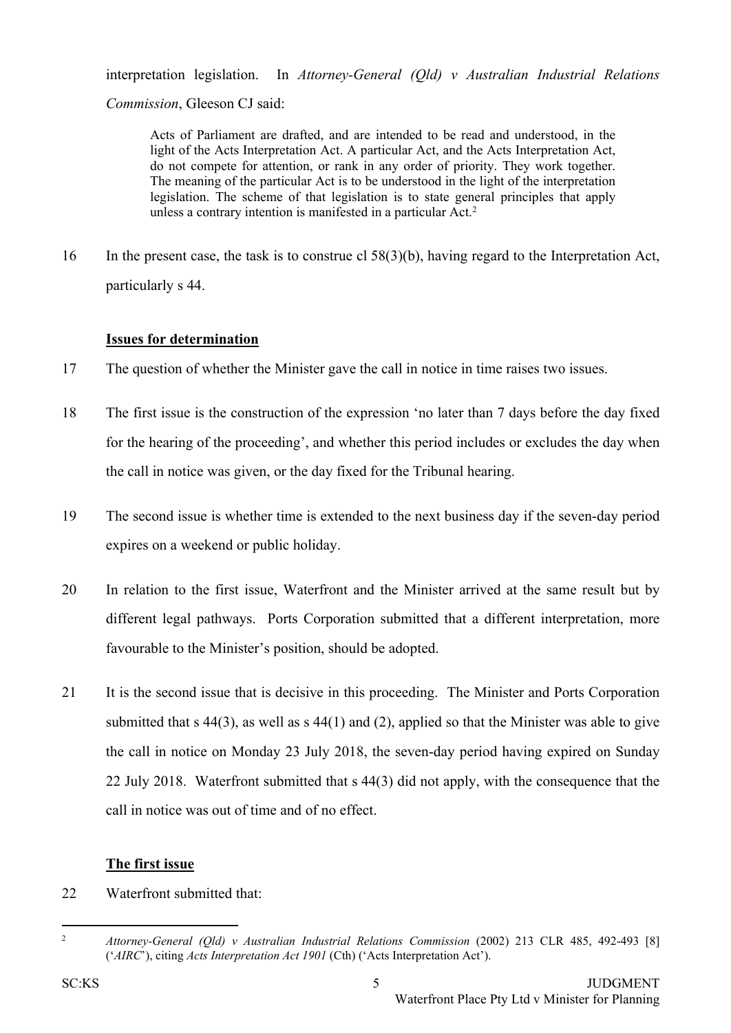interpretation legislation. In *Attorney-General (Qld) v Australian Industrial Relations Commission*, Gleeson CJ said:

> Acts of Parliament are drafted, and are intended to be read and understood, in the light of the Acts Interpretation Act. A particular Act, and the Acts Interpretation Act, do not compete for attention, or rank in any order of priority. They work together. The meaning of the particular Act is to be understood in the light of the interpretation legislation. The scheme of that legislation is to state general principles that apply unless a contrary intention is manifested in a particular Act.[2]

16 In the present case, the task is to construe cl 58(3)(b), having regard to the Interpretation Act, particularly s 44.

**Issues for determination**

17 The question of whether the Minister gave the call in notice in time raises two issues.

18 The first issue is the construction of the expression 'no later than 7 days before the day fixed for the hearing of the proceeding', and whether this period includes or excludes the day when the call in notice was given, or the day fixed for the Tribunal hearing.

19 The second issue is whether time is extended to the next business day if the seven-day period expires on a weekend or public holiday.

20 In relation to the first issue, Waterfront and the Minister arrived at the same result but by different legal pathways. Ports Corporation submitted that a different interpretation, more favourable to the Minister's position, should be adopted.

21 It is the second issue that is decisive in this proceeding. The Minister and Ports Corporation submitted that s 44(3), as well as s 44(1) and (2), applied so that the Minister was able to give the call in notice on Monday 23 July 2018, the seven-day period having expired on Sunday 22 July 2018. Waterfront submitted that s 44(3) did not apply, with the consequence that the call in notice was out of time and of no effect.

**The first issue**

22 Waterfront submitted that:

---

[2] *Attorney-General (Qld) v Australian Industrial Relations Commission* (2002) 213 CLR 485, 492-493 [8] ('*AIRC*'), citing *Acts Interpretation Act 1901* (Cth) ('Acts Interpretation Act').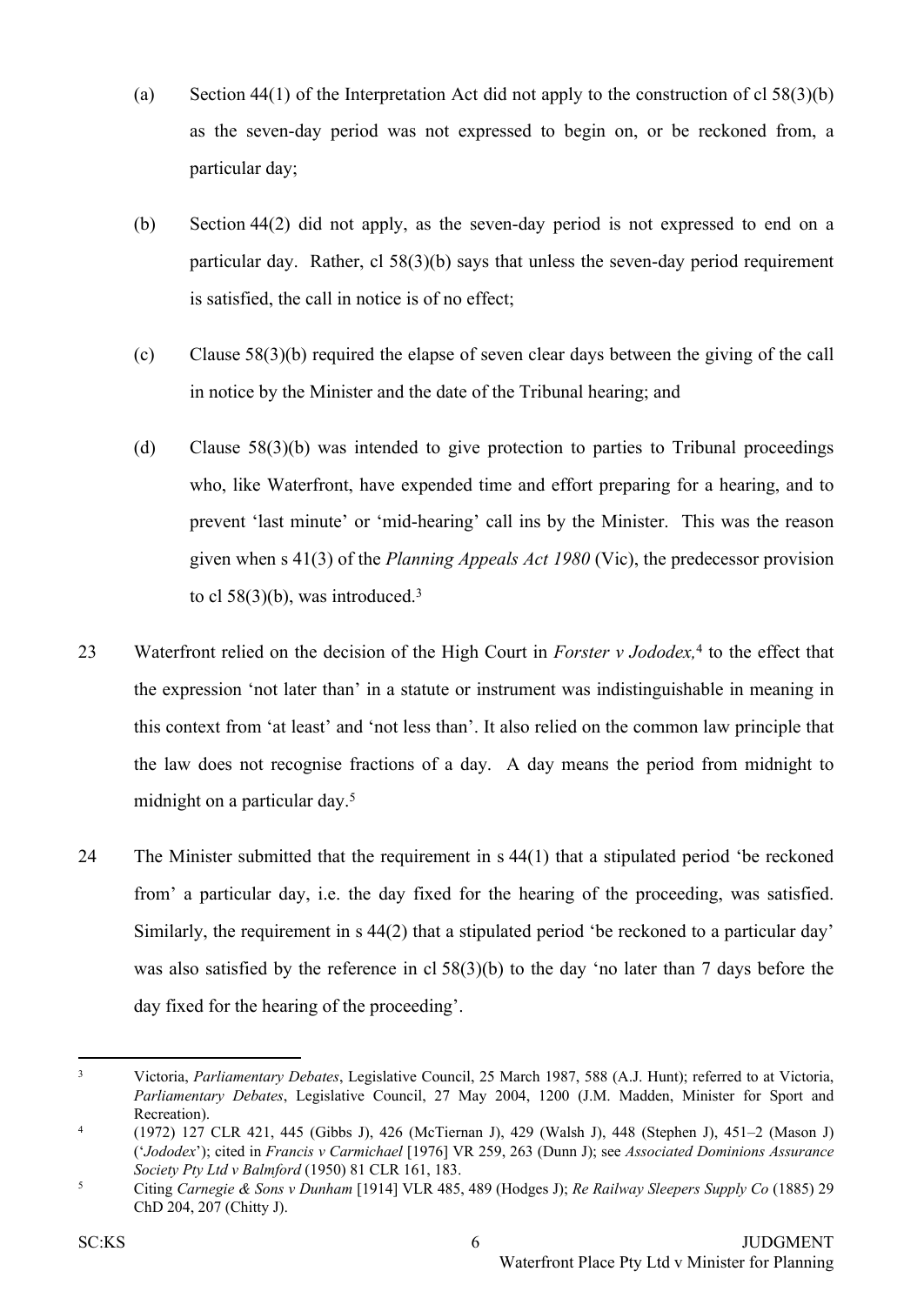(a) Section 44(1) of the Interpretation Act did not apply to the construction of cl 58(3)(b) as the seven-day period was not expressed to begin on, or be reckoned from, a particular day;

(b) Section 44(2) did not apply, as the seven-day period is not expressed to end on a particular day. Rather, cl 58(3)(b) says that unless the seven-day period requirement is satisfied, the call in notice is of no effect;

(c) Clause 58(3)(b) required the elapse of seven clear days between the giving of the call in notice by the Minister and the date of the Tribunal hearing; and

(d) Clause 58(3)(b) was intended to give protection to parties to Tribunal proceedings who, like Waterfront, have expended time and effort preparing for a hearing, and to prevent 'last minute' or 'mid-hearing' call ins by the Minister. This was the reason given when s 41(3) of the *Planning Appeals Act 1980* (Vic), the predecessor provision to cl 58(3)(b), was introduced.[3]

23 Waterfront relied on the decision of the High Court in *Forster v Jododex,*[4] to the effect that the expression 'not later than' in a statute or instrument was indistinguishable in meaning in this context from 'at least' and 'not less than'. It also relied on the common law principle that the law does not recognise fractions of a day. A day means the period from midnight to midnight on a particular day.[5]

24 The Minister submitted that the requirement in s 44(1) that a stipulated period 'be reckoned from' a particular day, i.e. the day fixed for the hearing of the proceeding, was satisfied. Similarly, the requirement in s 44(2) that a stipulated period 'be reckoned to a particular day' was also satisfied by the reference in cl 58(3)(b) to the day 'no later than 7 days before the day fixed for the hearing of the proceeding'.

---

[3] Victoria, *Parliamentary Debates*, Legislative Council, 25 March 1987, 588 (A.J. Hunt); referred to at Victoria, *Parliamentary Debates*, Legislative Council, 27 May 2004, 1200 (J.M. Madden, Minister for Sport and Recreation).

[4] (1972) 127 CLR 421, 445 (Gibbs J), 426 (McTiernan J), 429 (Walsh J), 448 (Stephen J), 451–2 (Mason J) ('*Jododex*'); cited in *Francis v Carmichael* [1976] VR 259, 263 (Dunn J); see *Associated Dominions Assurance Society Pty Ltd v Balmford* (1950) 81 CLR 161, 183.

[5] Citing *Carnegie & Sons v Dunham* [1914] VLR 485, 489 (Hodges J); *Re Railway Sleepers Supply Co* (1885) 29 ChD 204, 207 (Chitty J).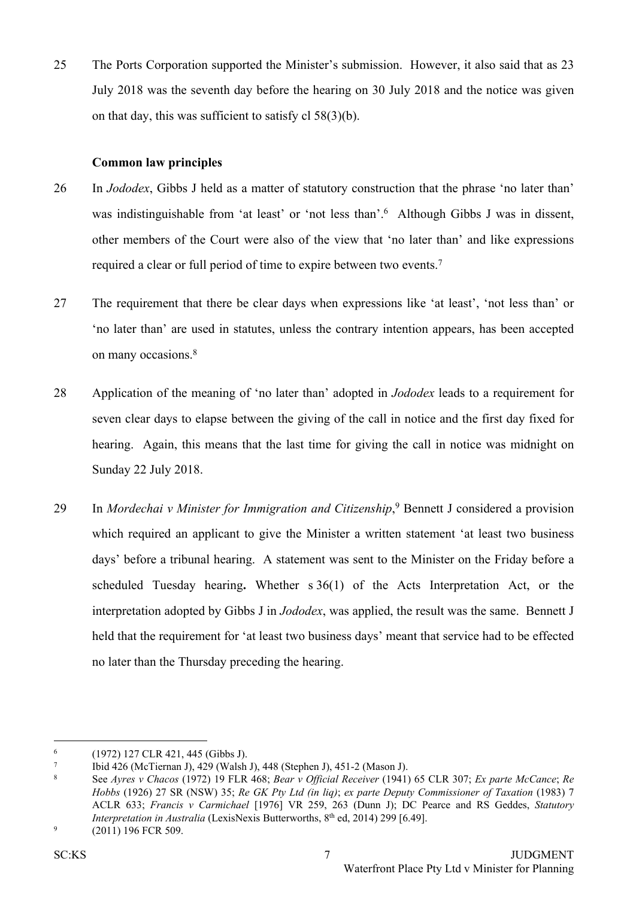25 The Ports Corporation supported the Minister's submission. However, it also said that as 23 July 2018 was the seventh day before the hearing on 30 July 2018 and the notice was given on that day, this was sufficient to satisfy cl 58(3)(b).

### Common law principles

26 In *Jododex*, Gibbs J held as a matter of statutory construction that the phrase 'no later than' was indistinguishable from 'at least' or 'not less than'.[6] Although Gibbs J was in dissent, other members of the Court were also of the view that 'no later than' and like expressions required a clear or full period of time to expire between two events.[7]

27 The requirement that there be clear days when expressions like 'at least', 'not less than' or 'no later than' are used in statutes, unless the contrary intention appears, has been accepted on many occasions.[8]

28 Application of the meaning of 'no later than' adopted in *Jododex* leads to a requirement for seven clear days to elapse between the giving of the call in notice and the first day fixed for hearing. Again, this means that the last time for giving the call in notice was midnight on Sunday 22 July 2018.

29 In *Mordechai v Minister for Immigration and Citizenship*,[9] Bennett J considered a provision which required an applicant to give the Minister a written statement 'at least two business days' before a tribunal hearing. A statement was sent to the Minister on the Friday before a scheduled Tuesday hearing**.** Whether s 36(1) of the Acts Interpretation Act, or the interpretation adopted by Gibbs J in *Jododex*, was applied, the result was the same. Bennett J held that the requirement for 'at least two business days' meant that service had to be effected no later than the Thursday preceding the hearing.

---

[6] (1972) 127 CLR 421, 445 (Gibbs J).

[7] Ibid 426 (McTiernan J), 429 (Walsh J), 448 (Stephen J), 451-2 (Mason J).

[8] See *Ayres v Chacos* (1972) 19 FLR 468; *Bear v Official Receiver* (1941) 65 CLR 307; *Ex parte McCance*; *Re Hobbs* (1926) 27 SR (NSW) 35; *Re GK Pty Ltd (in liq)*; *ex parte Deputy Commissioner of Taxation* (1983) 7 ACLR 633; *Francis v Carmichael* [1976] VR 259, 263 (Dunn J); DC Pearce and RS Geddes, *Statutory Interpretation in Australia* (LexisNexis Butterworths, 8th ed, 2014) 299 [6.49].

[9] (2011) 196 FCR 509.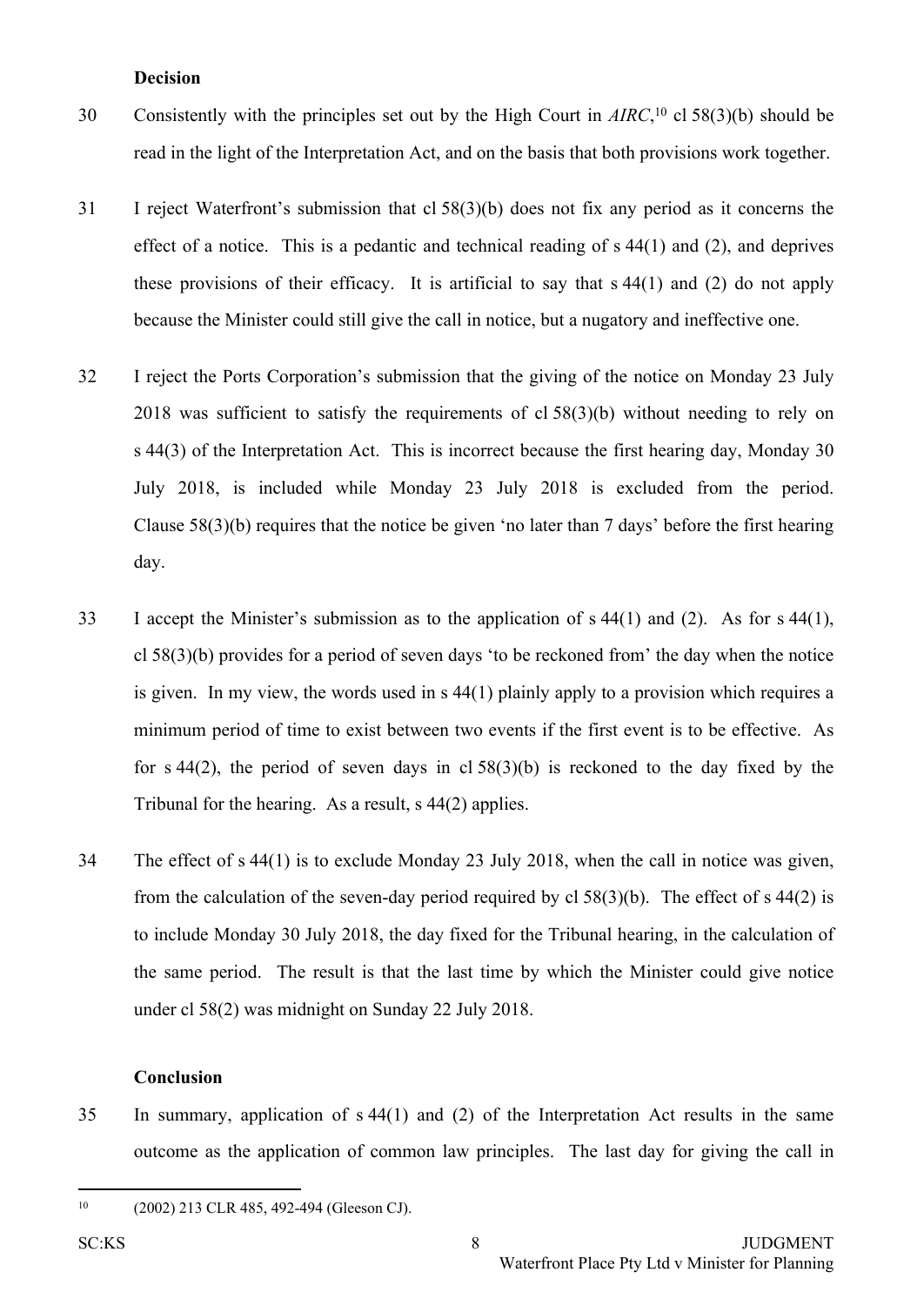**Decision**

30 Consistently with the principles set out by the High Court in *AIRC*,[10] cl 58(3)(b) should be read in the light of the Interpretation Act, and on the basis that both provisions work together.

31 I reject Waterfront's submission that cl 58(3)(b) does not fix any period as it concerns the effect of a notice. This is a pedantic and technical reading of s 44(1) and (2), and deprives these provisions of their efficacy. It is artificial to say that s 44(1) and (2) do not apply because the Minister could still give the call in notice, but a nugatory and ineffective one.

32 I reject the Ports Corporation's submission that the giving of the notice on Monday 23 July 2018 was sufficient to satisfy the requirements of cl 58(3)(b) without needing to rely on s 44(3) of the Interpretation Act. This is incorrect because the first hearing day, Monday 30 July 2018, is included while Monday 23 July 2018 is excluded from the period. Clause 58(3)(b) requires that the notice be given 'no later than 7 days' before the first hearing day.

33 I accept the Minister's submission as to the application of s 44(1) and (2). As for s 44(1), cl 58(3)(b) provides for a period of seven days 'to be reckoned from' the day when the notice is given. In my view, the words used in s 44(1) plainly apply to a provision which requires a minimum period of time to exist between two events if the first event is to be effective. As for s 44(2), the period of seven days in cl 58(3)(b) is reckoned to the day fixed by the Tribunal for the hearing. As a result, s 44(2) applies.

34 The effect of s 44(1) is to exclude Monday 23 July 2018, when the call in notice was given, from the calculation of the seven-day period required by cl 58(3)(b). The effect of s 44(2) is to include Monday 30 July 2018, the day fixed for the Tribunal hearing, in the calculation of the same period. The result is that the last time by which the Minister could give notice under cl 58(2) was midnight on Sunday 22 July 2018.

**Conclusion**

35 In summary, application of s 44(1) and (2) of the Interpretation Act results in the same outcome as the application of common law principles. The last day for giving the call in

---

[10] (2002) 213 CLR 485, 492-494 (Gleeson CJ).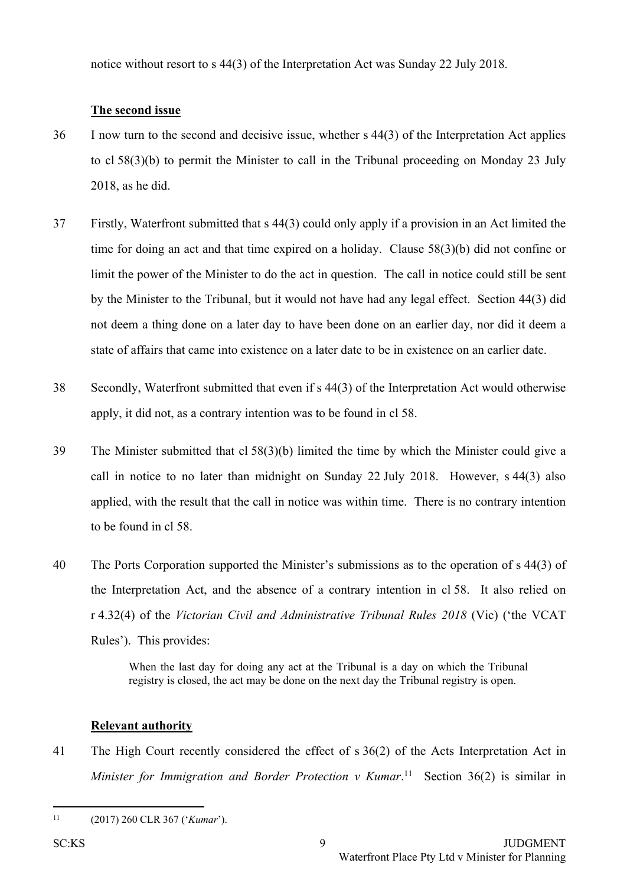notice without resort to s 44(3) of the Interpretation Act was Sunday 22 July 2018.

**The second issue**

36 I now turn to the second and decisive issue, whether s 44(3) of the Interpretation Act applies to cl 58(3)(b) to permit the Minister to call in the Tribunal proceeding on Monday 23 July 2018, as he did.

37 Firstly, Waterfront submitted that s 44(3) could only apply if a provision in an Act limited the time for doing an act and that time expired on a holiday. Clause 58(3)(b) did not confine or limit the power of the Minister to do the act in question. The call in notice could still be sent by the Minister to the Tribunal, but it would not have had any legal effect. Section 44(3) did not deem a thing done on a later day to have been done on an earlier day, nor did it deem a state of affairs that came into existence on a later date to be in existence on an earlier date.

38 Secondly, Waterfront submitted that even if s 44(3) of the Interpretation Act would otherwise apply, it did not, as a contrary intention was to be found in cl 58.

39 The Minister submitted that cl 58(3)(b) limited the time by which the Minister could give a call in notice to no later than midnight on Sunday 22 July 2018. However, s 44(3) also applied, with the result that the call in notice was within time. There is no contrary intention to be found in cl 58.

40 The Ports Corporation supported the Minister's submissions as to the operation of s 44(3) of the Interpretation Act, and the absence of a contrary intention in cl 58. It also relied on r 4.32(4) of the *Victorian Civil and Administrative Tribunal Rules 2018* (Vic) ('the VCAT Rules'). This provides:

> When the last day for doing any act at the Tribunal is a day on which the Tribunal registry is closed, the act may be done on the next day the Tribunal registry is open.

**Relevant authority**

41 The High Court recently considered the effect of s 36(2) of the Acts Interpretation Act in *Minister for Immigration and Border Protection v Kumar*.[11] Section 36(2) is similar in

---

[11] (2017) 260 CLR 367 ('*Kumar*').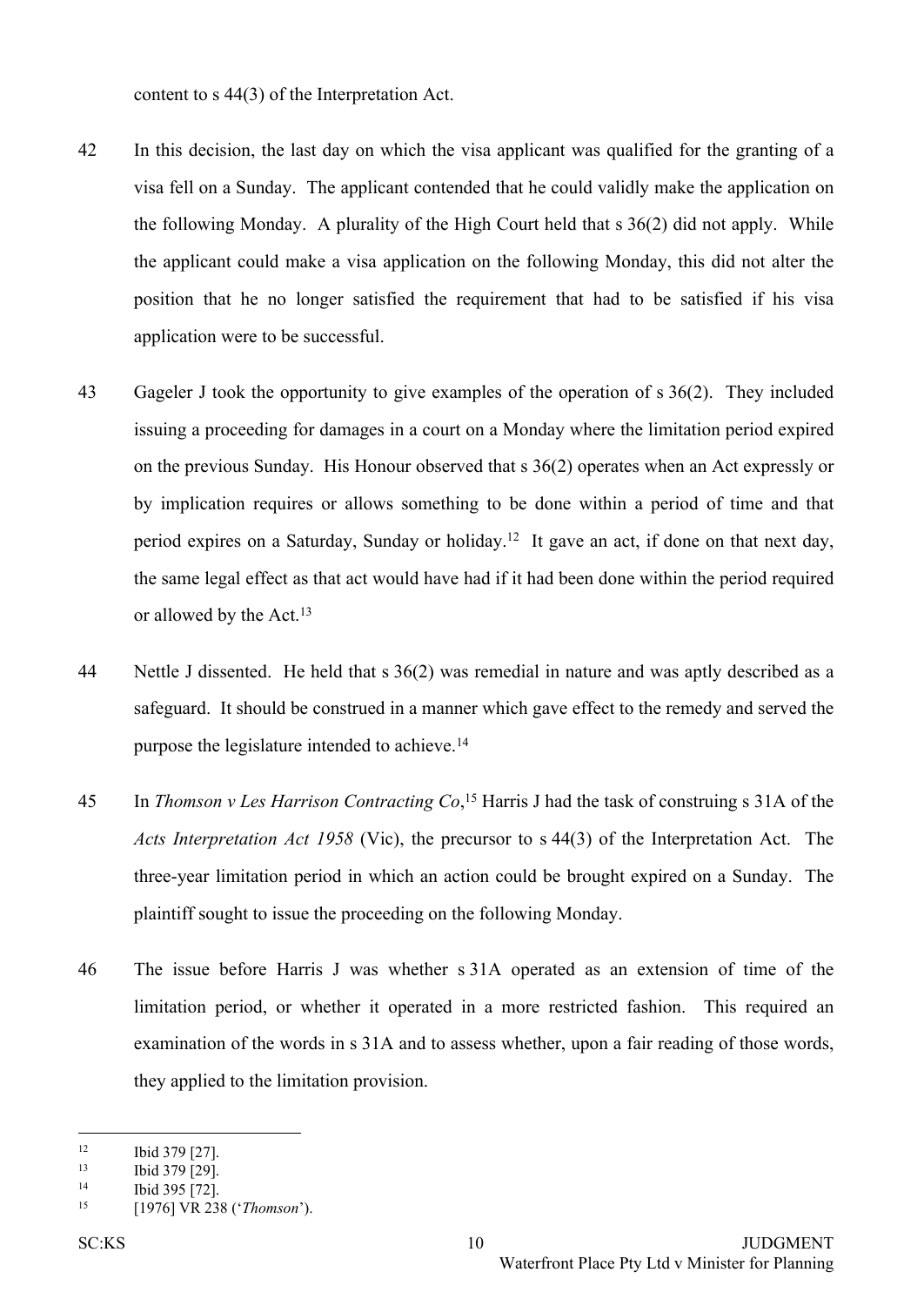content to s 44(3) of the Interpretation Act.

42 In this decision, the last day on which the visa applicant was qualified for the granting of a visa fell on a Sunday. The applicant contended that he could validly make the application on the following Monday. A plurality of the High Court held that s 36(2) did not apply. While the applicant could make a visa application on the following Monday, this did not alter the position that he no longer satisfied the requirement that had to be satisfied if his visa application were to be successful.

43 Gageler J took the opportunity to give examples of the operation of s 36(2). They included issuing a proceeding for damages in a court on a Monday where the limitation period expired on the previous Sunday. His Honour observed that s 36(2) operates when an Act expressly or by implication requires or allows something to be done within a period of time and that period expires on a Saturday, Sunday or holiday.[12] It gave an act, if done on that next day, the same legal effect as that act would have had if it had been done within the period required or allowed by the Act.[13]

44 Nettle J dissented. He held that s 36(2) was remedial in nature and was aptly described as a safeguard. It should be construed in a manner which gave effect to the remedy and served the purpose the legislature intended to achieve.[14]

45 In *Thomson v Les Harrison Contracting Co*,[15] Harris J had the task of construing s 31A of the *Acts Interpretation Act 1958* (Vic), the precursor to s 44(3) of the Interpretation Act. The three-year limitation period in which an action could be brought expired on a Sunday. The plaintiff sought to issue the proceeding on the following Monday.

46 The issue before Harris J was whether s 31A operated as an extension of time of the limitation period, or whether it operated in a more restricted fashion. This required an examination of the words in s 31A and to assess whether, upon a fair reading of those words, they applied to the limitation provision.

---

[12] Ibid 379 [27].

[13] Ibid 379 [29].

[14] Ibid 395 [72].

[15] [1976] VR 238 ('*Thomson*').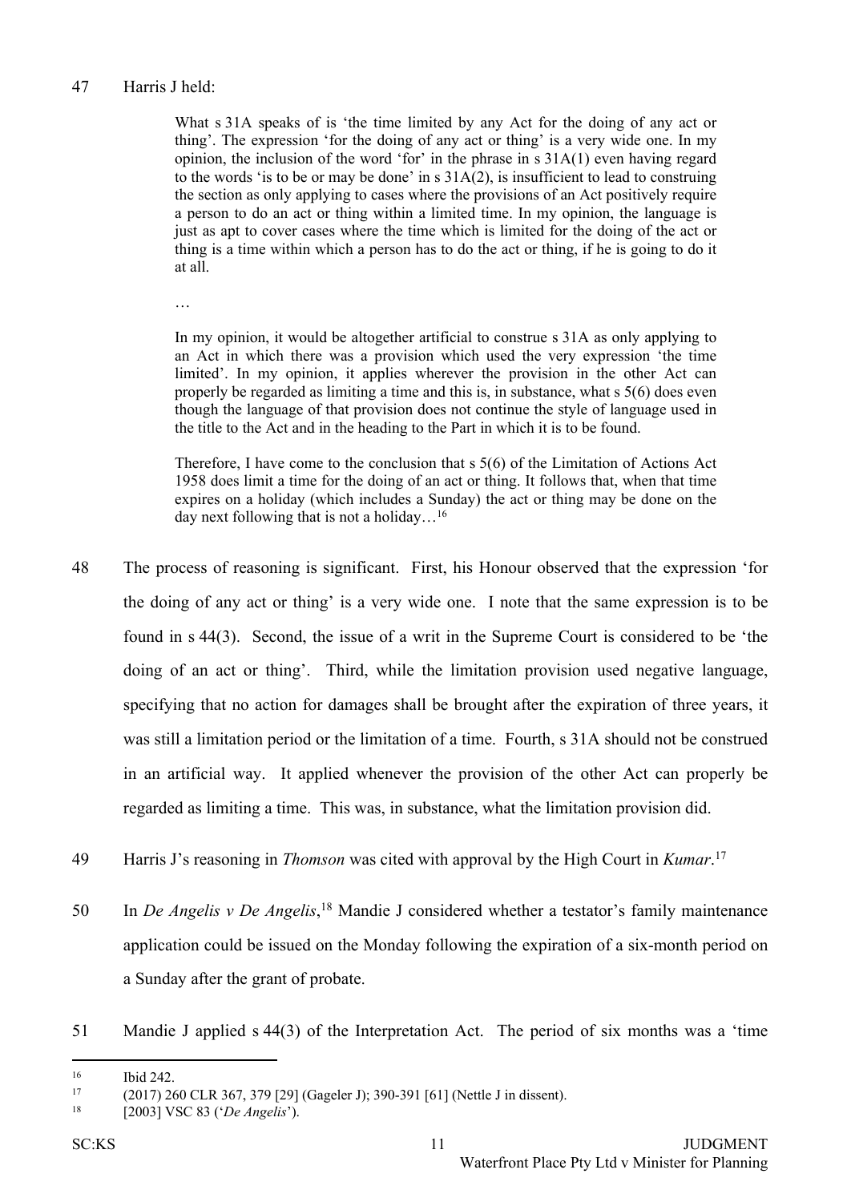47 Harris J held:

> What s 31A speaks of is 'the time limited by any Act for the doing of any act or thing'. The expression 'for the doing of any act or thing' is a very wide one. In my opinion, the inclusion of the word 'for' in the phrase in s 31A(1) even having regard to the words 'is to be or may be done' in s 31A(2), is insufficient to lead to construing the section as only applying to cases where the provisions of an Act positively require a person to do an act or thing within a limited time. In my opinion, the language is just as apt to cover cases where the time which is limited for the doing of the act or thing is a time within which a person has to do the act or thing, if he is going to do it at all.
>
> …
>
> In my opinion, it would be altogether artificial to construe s 31A as only applying to an Act in which there was a provision which used the very expression 'the time limited'. In my opinion, it applies wherever the provision in the other Act can properly be regarded as limiting a time and this is, in substance, what s 5(6) does even though the language of that provision does not continue the style of language used in the title to the Act and in the heading to the Part in which it is to be found.
>
> Therefore, I have come to the conclusion that s 5(6) of the Limitation of Actions Act 1958 does limit a time for the doing of an act or thing. It follows that, when that time expires on a holiday (which includes a Sunday) the act or thing may be done on the day next following that is not a holiday…[16]

48 The process of reasoning is significant. First, his Honour observed that the expression 'for the doing of any act or thing' is a very wide one. I note that the same expression is to be found in s 44(3). Second, the issue of a writ in the Supreme Court is considered to be 'the doing of an act or thing'. Third, while the limitation provision used negative language, specifying that no action for damages shall be brought after the expiration of three years, it was still a limitation period or the limitation of a time. Fourth, s 31A should not be construed in an artificial way. It applied whenever the provision of the other Act can properly be regarded as limiting a time. This was, in substance, what the limitation provision did.

49 Harris J's reasoning in *Thomson* was cited with approval by the High Court in *Kumar*.[17]

50 In *De Angelis v De Angelis*,[18] Mandie J considered whether a testator's family maintenance application could be issued on the Monday following the expiration of a six-month period on a Sunday after the grant of probate.

51 Mandie J applied s 44(3) of the Interpretation Act. The period of six months was a 'time

---

[16] Ibid 242.

[17] (2017) 260 CLR 367, 379 [29] (Gageler J); 390-391 [61] (Nettle J in dissent).

[18] [2003] VSC 83 ('*De Angelis*').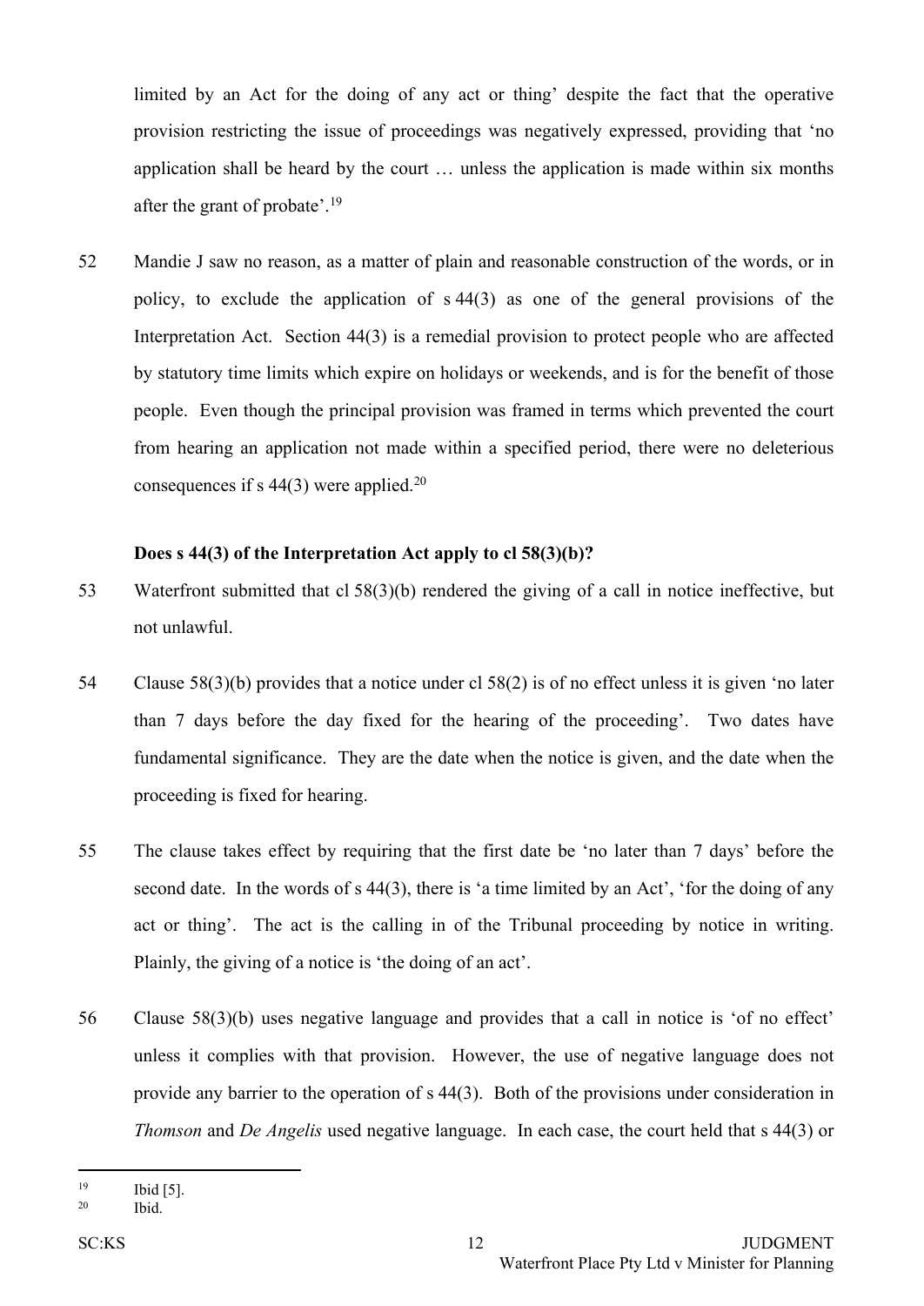limited by an Act for the doing of any act or thing' despite the fact that the operative provision restricting the issue of proceedings was negatively expressed, providing that 'no application shall be heard by the court … unless the application is made within six months after the grant of probate'.[19]

52 Mandie J saw no reason, as a matter of plain and reasonable construction of the words, or in policy, to exclude the application of s 44(3) as one of the general provisions of the Interpretation Act. Section 44(3) is a remedial provision to protect people who are affected by statutory time limits which expire on holidays or weekends, and is for the benefit of those people. Even though the principal provision was framed in terms which prevented the court from hearing an application not made within a specified period, there were no deleterious consequences if s 44(3) were applied.[20]

**Does s 44(3) of the Interpretation Act apply to cl 58(3)(b)?**

53 Waterfront submitted that cl 58(3)(b) rendered the giving of a call in notice ineffective, but not unlawful.

54 Clause 58(3)(b) provides that a notice under cl 58(2) is of no effect unless it is given 'no later than 7 days before the day fixed for the hearing of the proceeding'. Two dates have fundamental significance. They are the date when the notice is given, and the date when the proceeding is fixed for hearing.

55 The clause takes effect by requiring that the first date be 'no later than 7 days' before the second date. In the words of s 44(3), there is 'a time limited by an Act', 'for the doing of any act or thing'. The act is the calling in of the Tribunal proceeding by notice in writing. Plainly, the giving of a notice is 'the doing of an act'.

56 Clause 58(3)(b) uses negative language and provides that a call in notice is 'of no effect' unless it complies with that provision. However, the use of negative language does not provide any barrier to the operation of s 44(3). Both of the provisions under consideration in *Thomson* and *De Angelis* used negative language. In each case, the court held that s 44(3) or

---

[19] Ibid [5].

[20] Ibid.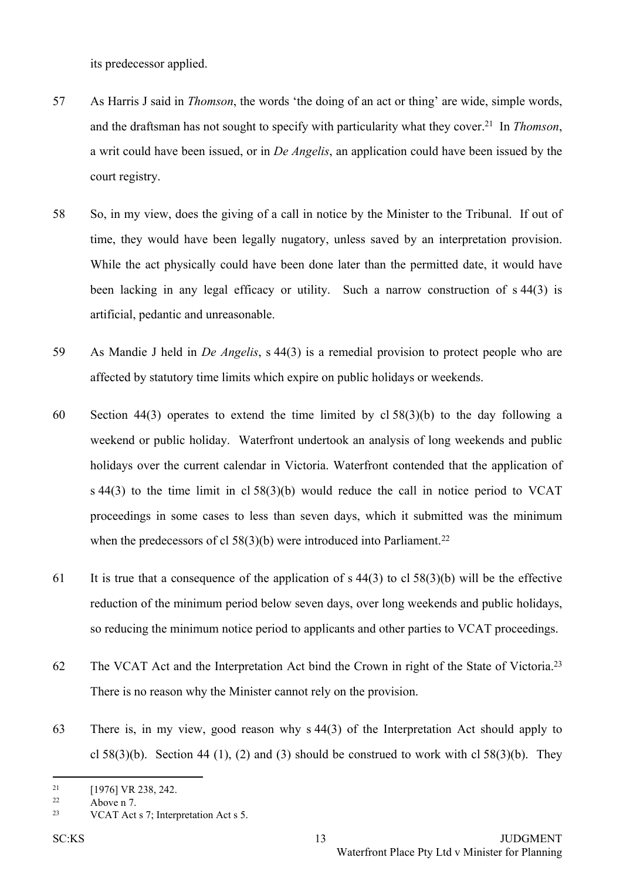its predecessor applied.

57 As Harris J said in *Thomson*, the words 'the doing of an act or thing' are wide, simple words, and the draftsman has not sought to specify with particularity what they cover.[21] In *Thomson*, a writ could have been issued, or in *De Angelis*, an application could have been issued by the court registry.

58 So, in my view, does the giving of a call in notice by the Minister to the Tribunal. If out of time, they would have been legally nugatory, unless saved by an interpretation provision. While the act physically could have been done later than the permitted date, it would have been lacking in any legal efficacy or utility. Such a narrow construction of s 44(3) is artificial, pedantic and unreasonable.

59 As Mandie J held in *De Angelis*, s 44(3) is a remedial provision to protect people who are affected by statutory time limits which expire on public holidays or weekends.

60 Section 44(3) operates to extend the time limited by cl 58(3)(b) to the day following a weekend or public holiday. Waterfront undertook an analysis of long weekends and public holidays over the current calendar in Victoria. Waterfront contended that the application of s 44(3) to the time limit in cl 58(3)(b) would reduce the call in notice period to VCAT proceedings in some cases to less than seven days, which it submitted was the minimum when the predecessors of cl 58(3)(b) were introduced into Parliament.[22]

61 It is true that a consequence of the application of s 44(3) to cl 58(3)(b) will be the effective reduction of the minimum period below seven days, over long weekends and public holidays, so reducing the minimum notice period to applicants and other parties to VCAT proceedings.

62 The VCAT Act and the Interpretation Act bind the Crown in right of the State of Victoria.[23] There is no reason why the Minister cannot rely on the provision.

63 There is, in my view, good reason why s 44(3) of the Interpretation Act should apply to cl 58(3)(b). Section 44 (1), (2) and (3) should be construed to work with cl 58(3)(b). They

---

[21] [1976] VR 238, 242.

[22] Above n 7.

[23] VCAT Act s 7; Interpretation Act s 5.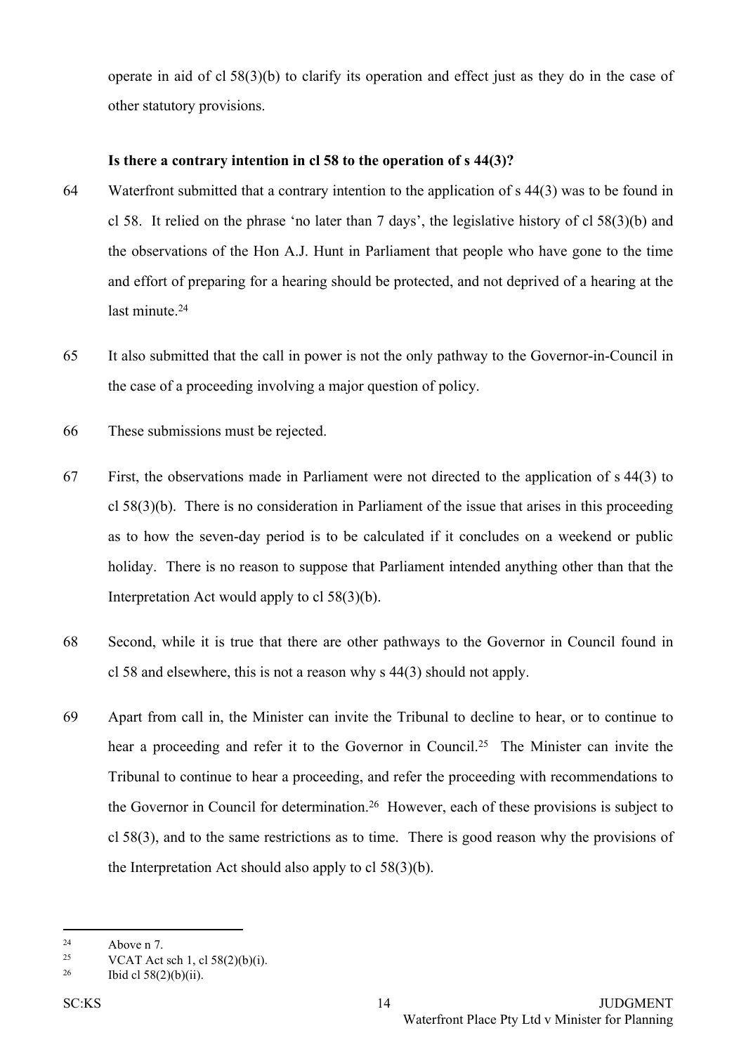operate in aid of cl 58(3)(b) to clarify its operation and effect just as they do in the case of other statutory provisions.

**Is there a contrary intention in cl 58 to the operation of s 44(3)?**

64 Waterfront submitted that a contrary intention to the application of s 44(3) was to be found in cl 58. It relied on the phrase 'no later than 7 days', the legislative history of cl 58(3)(b) and the observations of the Hon A.J. Hunt in Parliament that people who have gone to the time and effort of preparing for a hearing should be protected, and not deprived of a hearing at the last minute.[24]

65 It also submitted that the call in power is not the only pathway to the Governor-in-Council in the case of a proceeding involving a major question of policy.

66 These submissions must be rejected.

67 First, the observations made in Parliament were not directed to the application of s 44(3) to cl 58(3)(b). There is no consideration in Parliament of the issue that arises in this proceeding as to how the seven-day period is to be calculated if it concludes on a weekend or public holiday. There is no reason to suppose that Parliament intended anything other than that the Interpretation Act would apply to cl 58(3)(b).

68 Second, while it is true that there are other pathways to the Governor in Council found in cl 58 and elsewhere, this is not a reason why s 44(3) should not apply.

69 Apart from call in, the Minister can invite the Tribunal to decline to hear, or to continue to hear a proceeding and refer it to the Governor in Council.[25] The Minister can invite the Tribunal to continue to hear a proceeding, and refer the proceeding with recommendations to the Governor in Council for determination.[26] However, each of these provisions is subject to cl 58(3), and to the same restrictions as to time. There is good reason why the provisions of the Interpretation Act should also apply to cl 58(3)(b).

---

[24] Above n 7.

[25] VCAT Act sch 1, cl 58(2)(b)(i).

[26] Ibid cl 58(2)(b)(ii).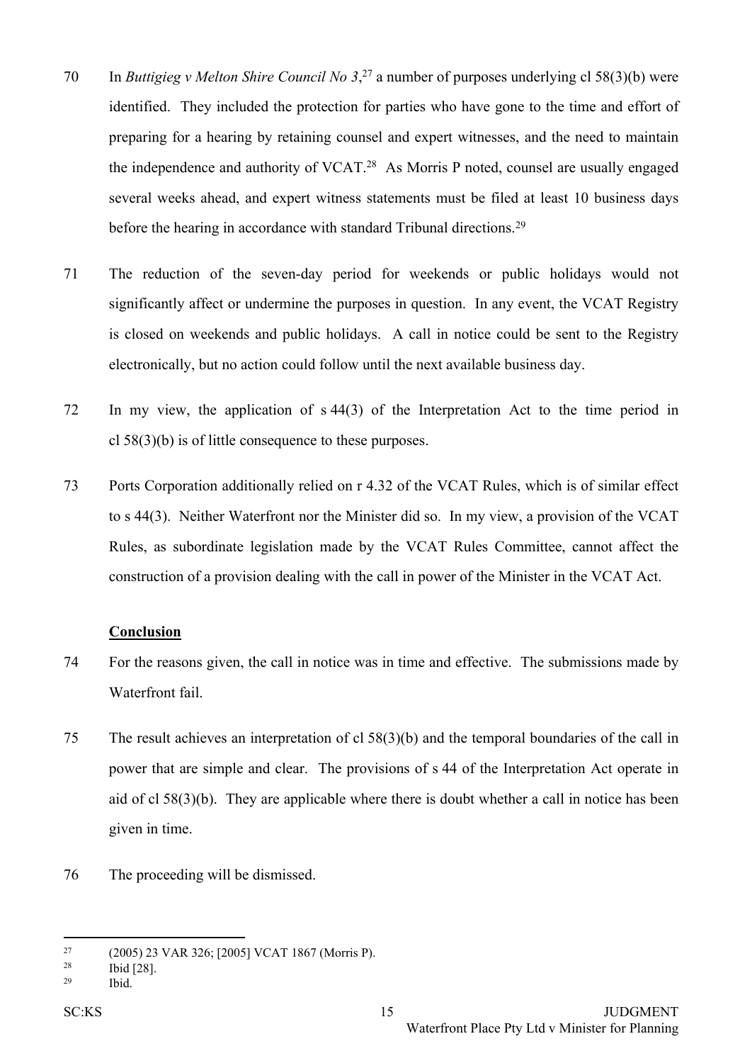70 In *Buttigieg v Melton Shire Council No 3*,[27] a number of purposes underlying cl 58(3)(b) were identified. They included the protection for parties who have gone to the time and effort of preparing for a hearing by retaining counsel and expert witnesses, and the need to maintain the independence and authority of VCAT.[28] As Morris P noted, counsel are usually engaged several weeks ahead, and expert witness statements must be filed at least 10 business days before the hearing in accordance with standard Tribunal directions.[29]

71 The reduction of the seven-day period for weekends or public holidays would not significantly affect or undermine the purposes in question. In any event, the VCAT Registry is closed on weekends and public holidays. A call in notice could be sent to the Registry electronically, but no action could follow until the next available business day.

72 In my view, the application of s 44(3) of the Interpretation Act to the time period in cl 58(3)(b) is of little consequence to these purposes.

73 Ports Corporation additionally relied on r 4.32 of the VCAT Rules, which is of similar effect to s 44(3). Neither Waterfront nor the Minister did so. In my view, a provision of the VCAT Rules, as subordinate legislation made by the VCAT Rules Committee, cannot affect the construction of a provision dealing with the call in power of the Minister in the VCAT Act.

**Conclusion**

74 For the reasons given, the call in notice was in time and effective. The submissions made by Waterfront fail.

75 The result achieves an interpretation of cl 58(3)(b) and the temporal boundaries of the call in power that are simple and clear. The provisions of s 44 of the Interpretation Act operate in aid of cl 58(3)(b). They are applicable where there is doubt whether a call in notice has been given in time.

76 The proceeding will be dismissed.

---

[27] (2005) 23 VAR 326; [2005] VCAT 1867 (Morris P).

[28] Ibid [28].

[29] Ibid.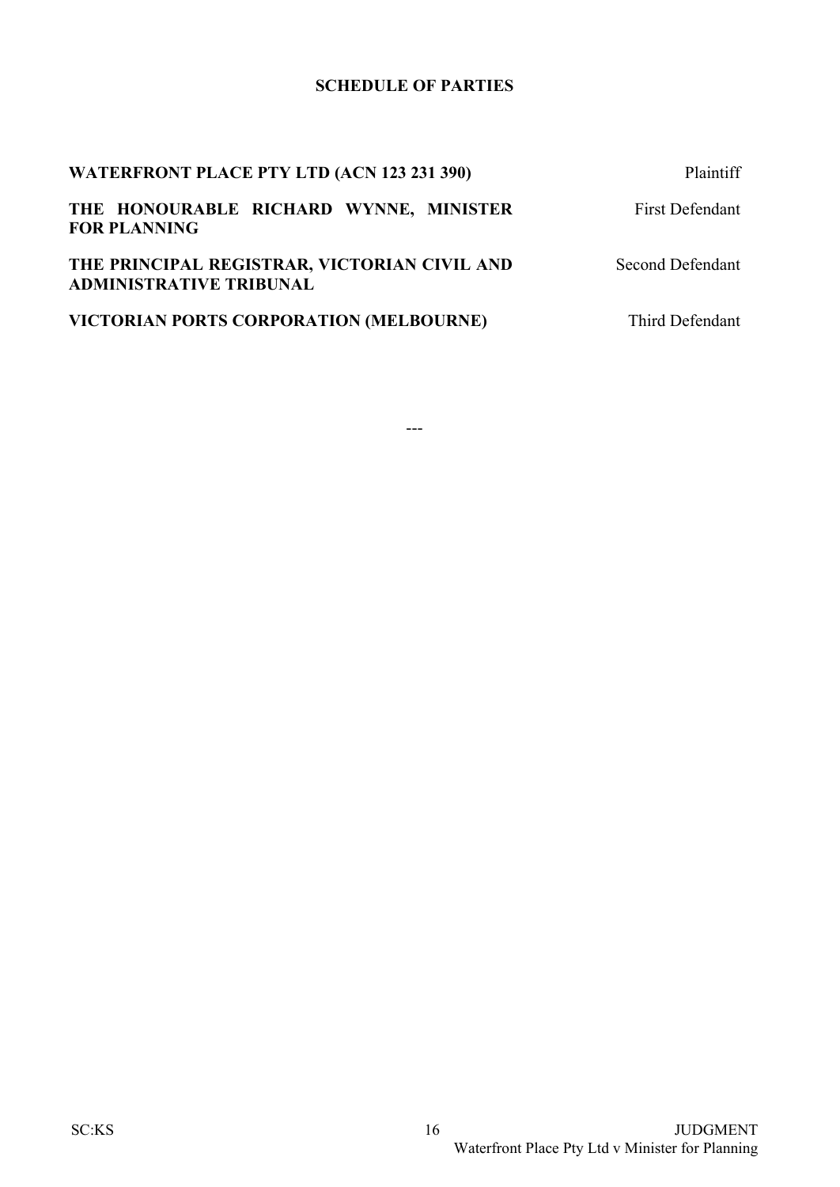**SCHEDULE OF PARTIES**

| | |
|---|---|
| **WATERFRONT PLACE PTY LTD (ACN 123 231 390)** | Plaintiff |
| **THE HONOURABLE RICHARD WYNNE, MINISTER FOR PLANNING** | First Defendant |
| **THE PRINCIPAL REGISTRAR, VICTORIAN CIVIL AND ADMINISTRATIVE TRIBUNAL** | Second Defendant |
| **VICTORIAN PORTS CORPORATION (MELBOURNE)** | Third Defendant |

---